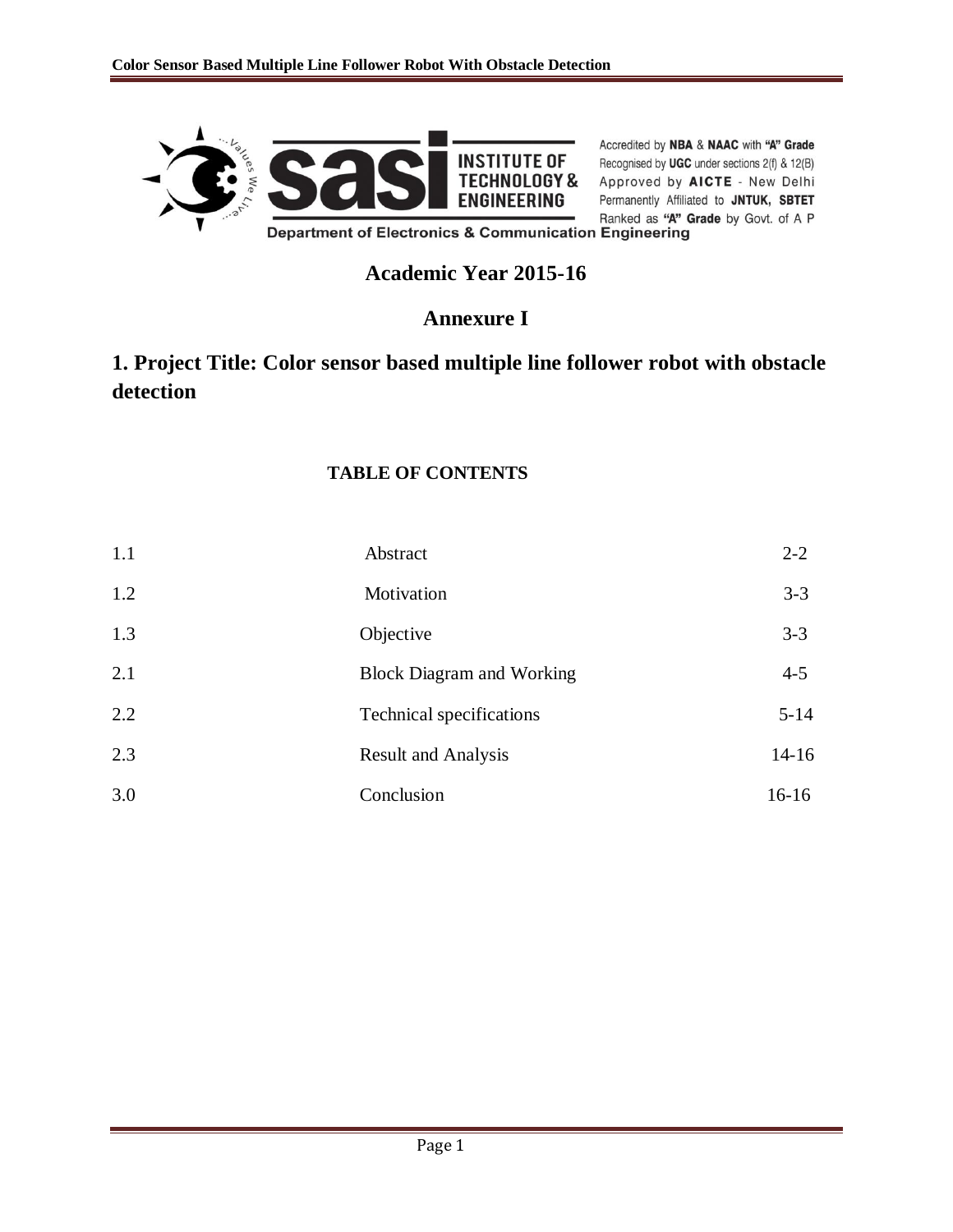Accredited by **NBA** & **NAAC** with **"A" Grade**
Recognised by **UGC** under sections 2(f) & 12(B)
Approved by **AICTE** - New Delhi
Permanently Affiliated to **JNTUK**, **SBTET**
Ranked as **"A" Grade** by Govt. of A P

**Department of Electronics & Communication Engineering**

## Academic Year 2015-16

## Annexure I

# 1. Project Title: Color sensor based multiple line follower robot with obstacle detection

### TABLE OF CONTENTS

| | | |
|---|---|---|
| 1.1 | Abstract | 2-2 |
| 1.2 | Motivation | 3-3 |
| 1.3 | Objective | 3-3 |
| 2.1 | Block Diagram and Working | 4-5 |
| 2.2 | Technical specifications | 5-14 |
| 2.3 | Result and Analysis | 14-16 |
| 3.0 | Conclusion | 16-16 |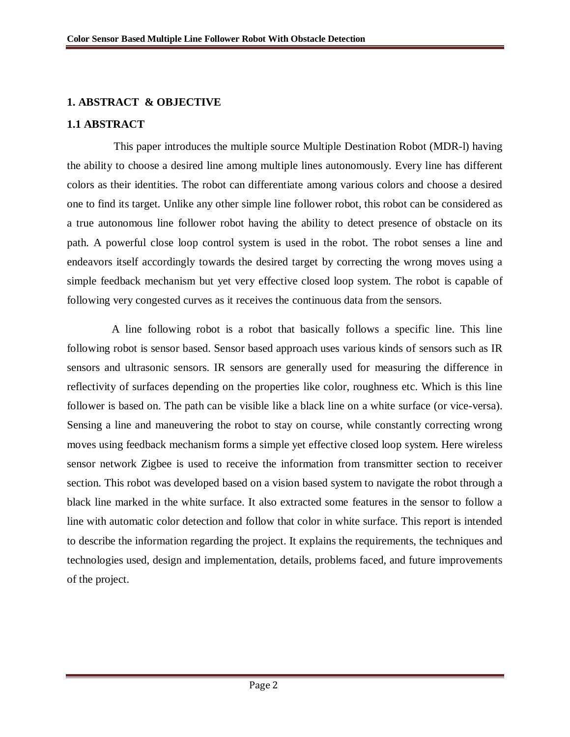## 1. ABSTRACT & OBJECTIVE

### 1.1 ABSTRACT

This paper introduces the multiple source Multiple Destination Robot (MDR-l) having the ability to choose a desired line among multiple lines autonomously. Every line has different colors as their identities. The robot can differentiate among various colors and choose a desired one to find its target. Unlike any other simple line follower robot, this robot can be considered as a true autonomous line follower robot having the ability to detect presence of obstacle on its path. A powerful close loop control system is used in the robot. The robot senses a line and endeavors itself accordingly towards the desired target by correcting the wrong moves using a simple feedback mechanism but yet very effective closed loop system. The robot is capable of following very congested curves as it receives the continuous data from the sensors.

A line following robot is a robot that basically follows a specific line. This line following robot is sensor based. Sensor based approach uses various kinds of sensors such as IR sensors and ultrasonic sensors. IR sensors are generally used for measuring the difference in reflectivity of surfaces depending on the properties like color, roughness etc. Which is this line follower is based on. The path can be visible like a black line on a white surface (or vice-versa). Sensing a line and maneuvering the robot to stay on course, while constantly correcting wrong moves using feedback mechanism forms a simple yet effective closed loop system. Here wireless sensor network Zigbee is used to receive the information from transmitter section to receiver section. This robot was developed based on a vision based system to navigate the robot through a black line marked in the white surface. It also extracted some features in the sensor to follow a line with automatic color detection and follow that color in white surface. This report is intended to describe the information regarding the project. It explains the requirements, the techniques and technologies used, design and implementation, details, problems faced, and future improvements of the project.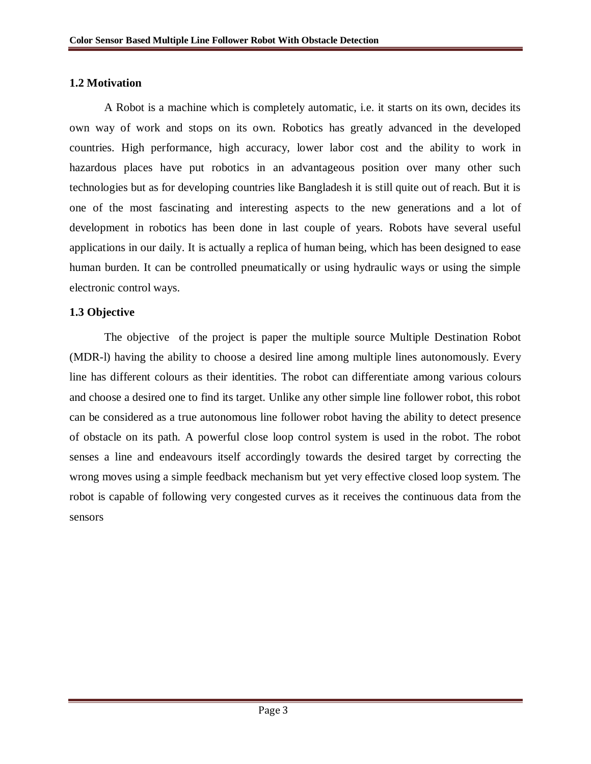### 1.2 Motivation

A Robot is a machine which is completely automatic, i.e. it starts on its own, decides its own way of work and stops on its own. Robotics has greatly advanced in the developed countries. High performance, high accuracy, lower labor cost and the ability to work in hazardous places have put robotics in an advantageous position over many other such technologies but as for developing countries like Bangladesh it is still quite out of reach. But it is one of the most fascinating and interesting aspects to the new generations and a lot of development in robotics has been done in last couple of years. Robots have several useful applications in our daily. It is actually a replica of human being, which has been designed to ease human burden. It can be controlled pneumatically or using hydraulic ways or using the simple electronic control ways.

### 1.3 Objective

The objective of the project is paper the multiple source Multiple Destination Robot (MDR-l) having the ability to choose a desired line among multiple lines autonomously. Every line has different colours as their identities. The robot can differentiate among various colours and choose a desired one to find its target. Unlike any other simple line follower robot, this robot can be considered as a true autonomous line follower robot having the ability to detect presence of obstacle on its path. A powerful close loop control system is used in the robot. The robot senses a line and endeavours itself accordingly towards the desired target by correcting the wrong moves using a simple feedback mechanism but yet very effective closed loop system. The robot is capable of following very congested curves as it receives the continuous data from the sensors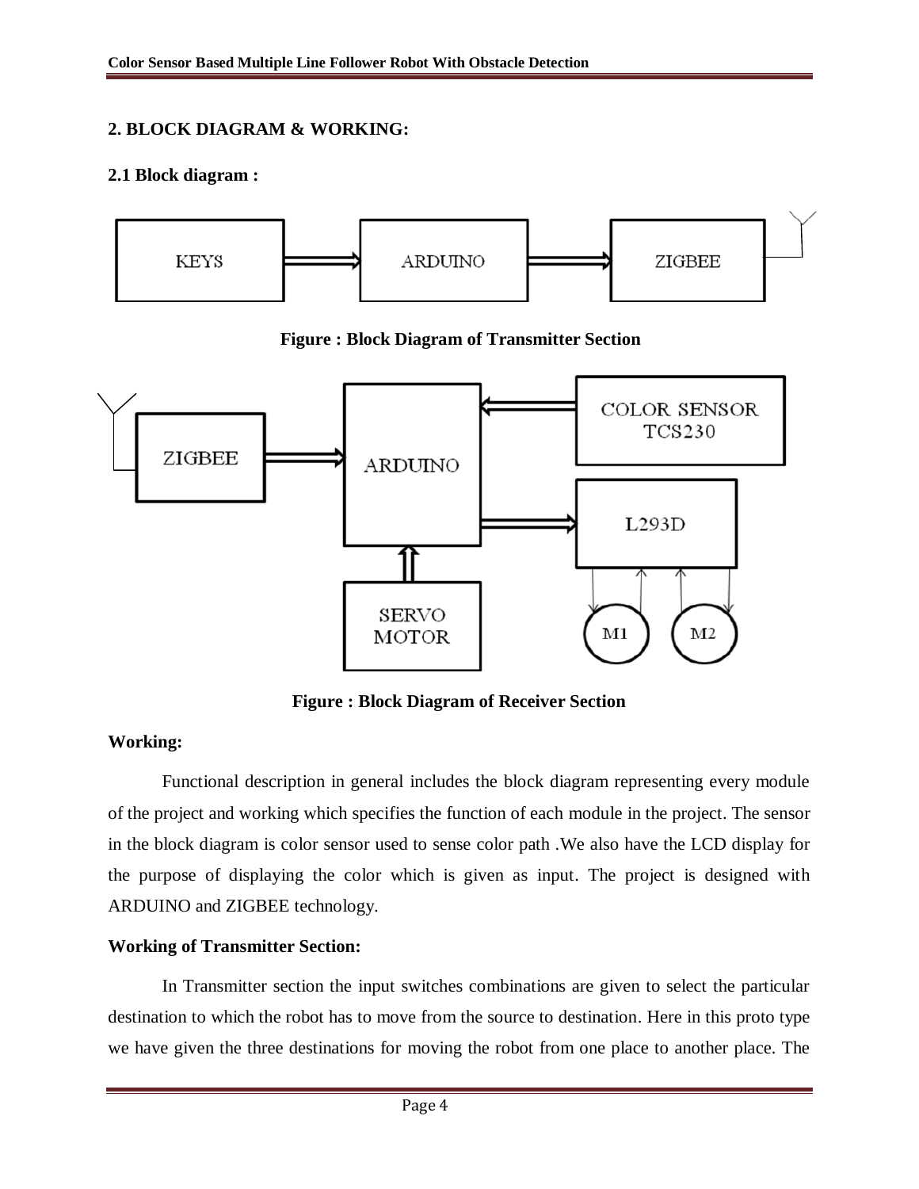## 2. BLOCK DIAGRAM & WORKING:

### 2.1 Block diagram :

**Figure : Block Diagram of Transmitter Section**

**Figure : Block Diagram of Receiver Section**

**Working:**

Functional description in general includes the block diagram representing every module of the project and working which specifies the function of each module in the project. The sensor in the block diagram is color sensor used to sense color path .We also have the LCD display for the purpose of displaying the color which is given as input. The project is designed with ARDUINO and ZIGBEE technology.

**Working of Transmitter Section:**

In Transmitter section the input switches combinations are given to select the particular destination to which the robot has to move from the source to destination. Here in this proto type we have given the three destinations for moving the robot from one place to another place. The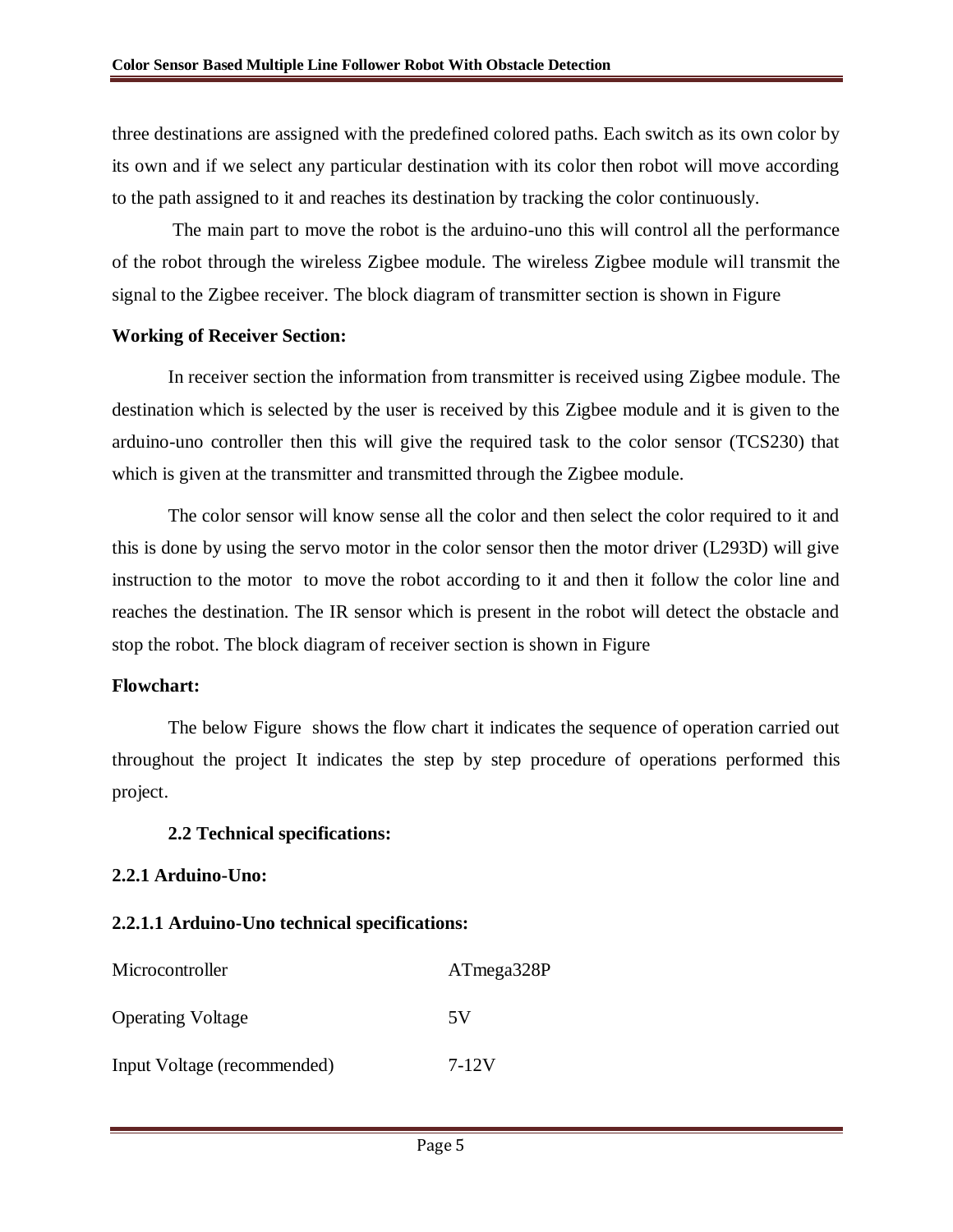three destinations are assigned with the predefined colored paths. Each switch as its own color by its own and if we select any particular destination with its color then robot will move according to the path assigned to it and reaches its destination by tracking the color continuously.

The main part to move the robot is the arduino-uno this will control all the performance of the robot through the wireless Zigbee module. The wireless Zigbee module will transmit the signal to the Zigbee receiver. The block diagram of transmitter section is shown in Figure

**Working of Receiver Section:**

In receiver section the information from transmitter is received using Zigbee module. The destination which is selected by the user is received by this Zigbee module and it is given to the arduino-uno controller then this will give the required task to the color sensor (TCS230) that which is given at the transmitter and transmitted through the Zigbee module.

The color sensor will know sense all the color and then select the color required to it and this is done by using the servo motor in the color sensor then the motor driver (L293D) will give instruction to the motor to move the robot according to it and then it follow the color line and reaches the destination. The IR sensor which is present in the robot will detect the obstacle and stop the robot. The block diagram of receiver section is shown in Figure

**Flowchart:**

The below Figure shows the flow chart it indicates the sequence of operation carried out throughout the project It indicates the step by step procedure of operations performed this project.

## 2.2 Technical specifications:

### 2.2.1 Arduino-Uno:

#### 2.2.1.1 Arduino-Uno technical specifications:

| | |
|---|---|
| Microcontroller | ATmega328P |
| Operating Voltage | 5V |
| Input Voltage (recommended) | 7-12V |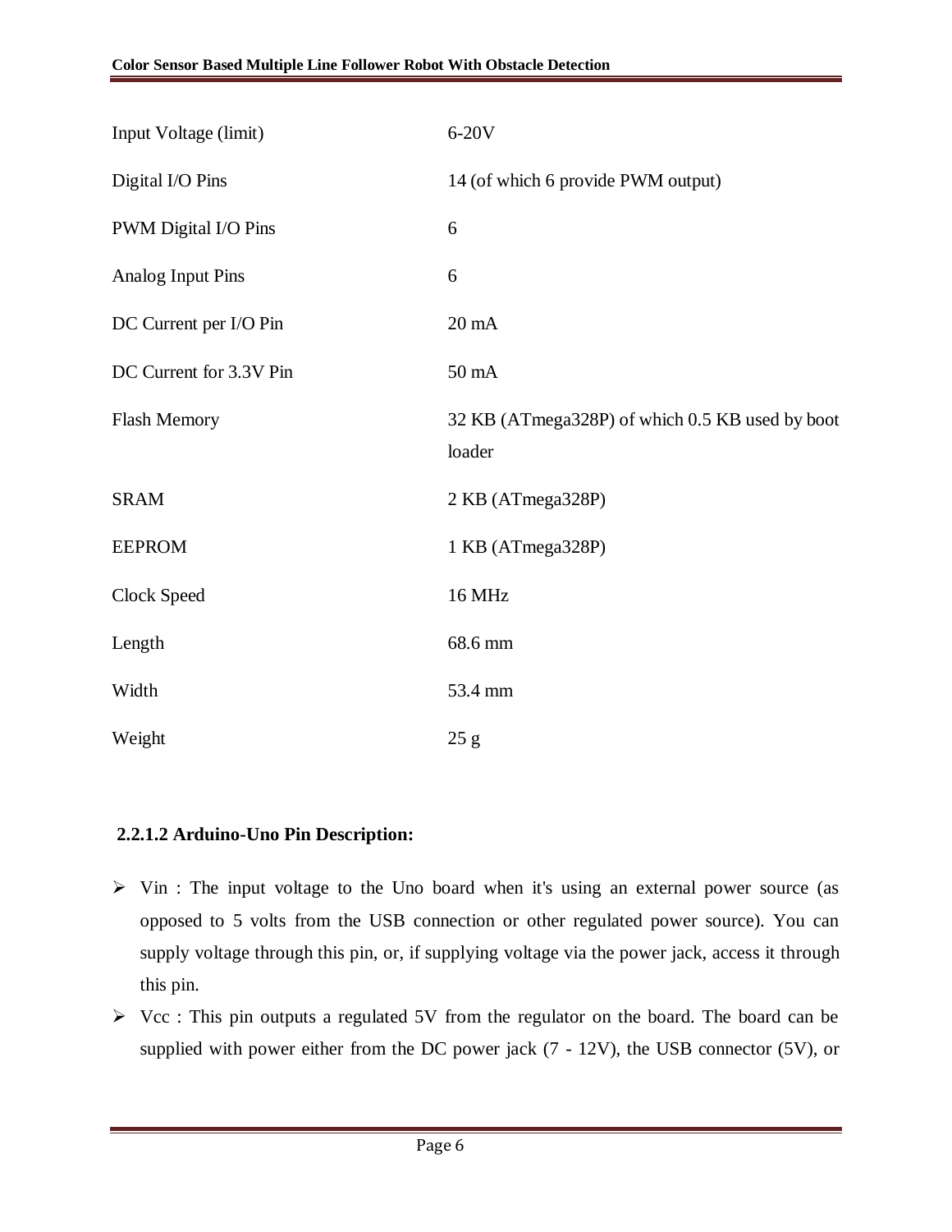| | |
|---|---|
| Input Voltage (limit) | 6-20V |
| Digital I/O Pins | 14 (of which 6 provide PWM output) |
| PWM Digital I/O Pins | 6 |
| Analog Input Pins | 6 |
| DC Current per I/O Pin | 20 mA |
| DC Current for 3.3V Pin | 50 mA |
| Flash Memory | 32 KB (ATmega328P) of which 0.5 KB used by boot loader |
| SRAM | 2 KB (ATmega328P) |
| EEPROM | 1 KB (ATmega328P) |
| Clock Speed | 16 MHz |
| Length | 68.6 mm |
| Width | 53.4 mm |
| Weight | 25 g |

#### 2.2.1.2 Arduino-Uno Pin Description:

- Vin : The input voltage to the Uno board when it's using an external power source (as opposed to 5 volts from the USB connection or other regulated power source). You can supply voltage through this pin, or, if supplying voltage via the power jack, access it through this pin.
- Vcc : This pin outputs a regulated 5V from the regulator on the board. The board can be supplied with power either from the DC power jack (7 - 12V), the USB connector (5V), or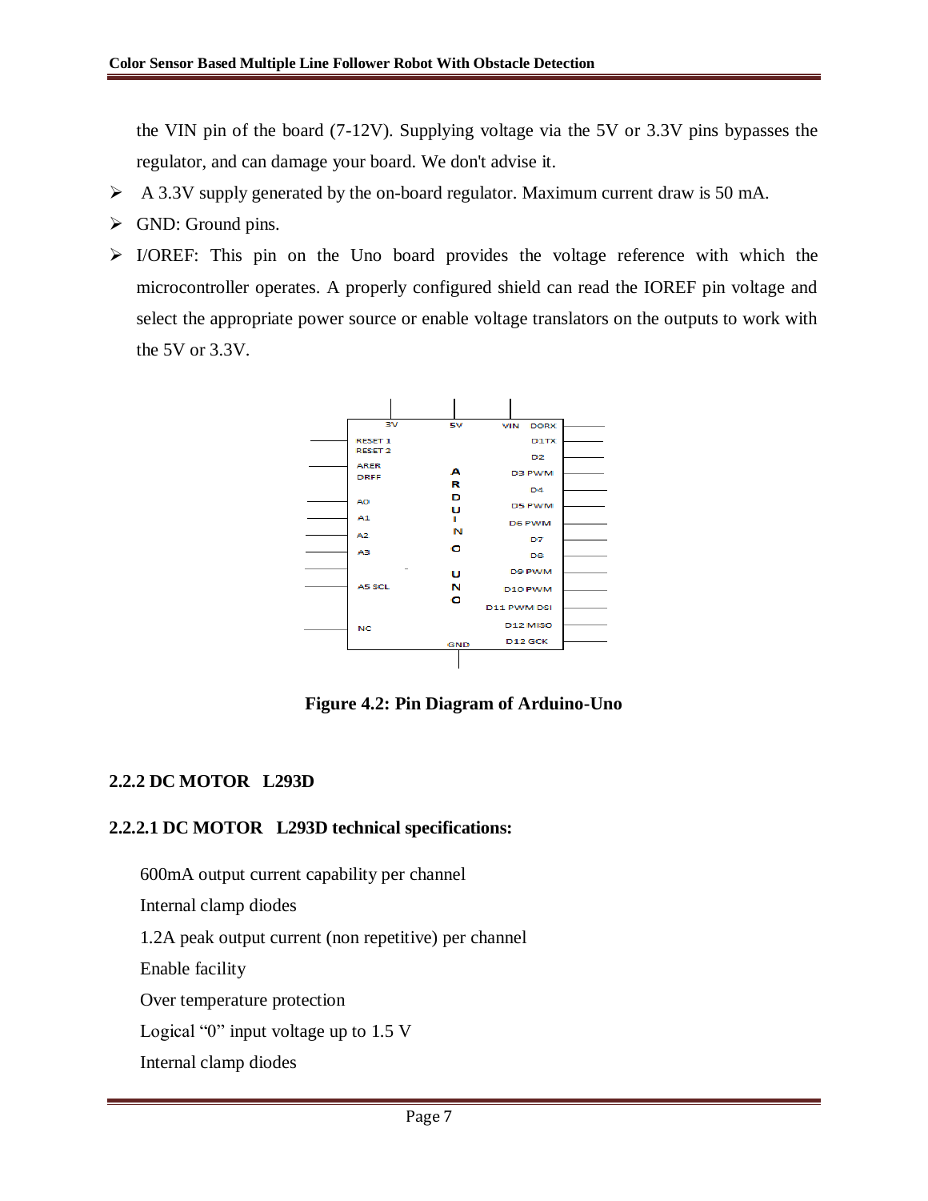the VIN pin of the board (7-12V). Supplying voltage via the 5V or 3.3V pins bypasses the regulator, and can damage your board. We don't advise it.

- A 3.3V supply generated by the on-board regulator. Maximum current draw is 50 mA.
- GND: Ground pins.
- I/OREF: This pin on the Uno board provides the voltage reference with which the microcontroller operates. A properly configured shield can read the IOREF pin voltage and select the appropriate power source or enable voltage translators on the outputs to work with the 5V or 3.3V.

**Figure 4.2: Pin Diagram of Arduino-Uno**

### 2.2.2 DC MOTOR L293D

#### 2.2.2.1 DC MOTOR L293D technical specifications:

600mA output current capability per channel

Internal clamp diodes

1.2A peak output current (non repetitive) per channel

Enable facility

Over temperature protection

Logical “0” input voltage up to 1.5 V

Internal clamp diodes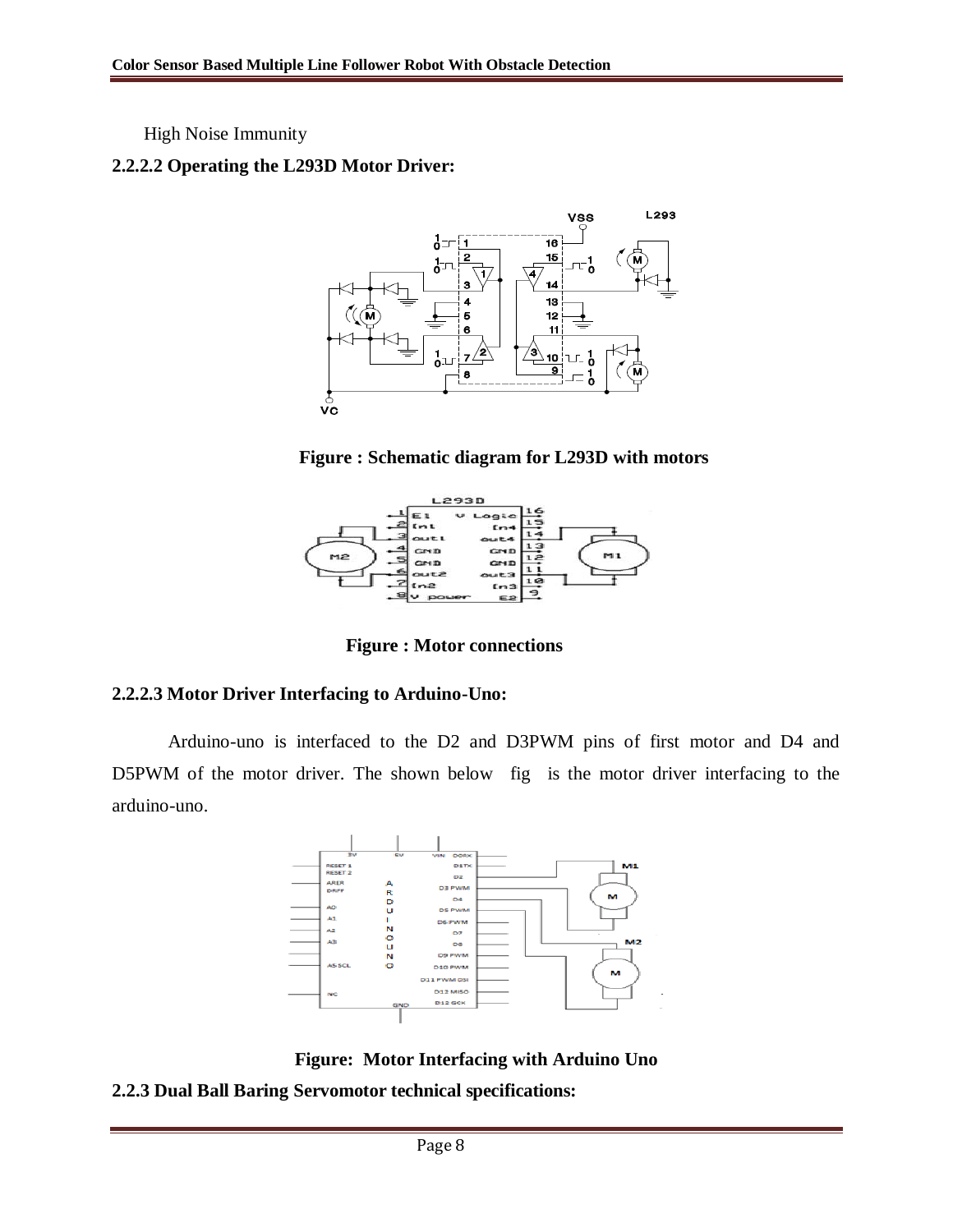High Noise Immunity

### 2.2.2.2 Operating the L293D Motor Driver:

**Figure : Schematic diagram for L293D with motors**

**Figure : Motor connections**

### 2.2.2.3 Motor Driver Interfacing to Arduino-Uno:

Arduino-uno is interfaced to the D2 and D3PWM pins of first motor and D4 and D5PWM of the motor driver. The shown below fig is the motor driver interfacing to the arduino-uno.

**Figure: Motor Interfacing with Arduino Uno**

### 2.2.3 Dual Ball Baring Servomotor technical specifications: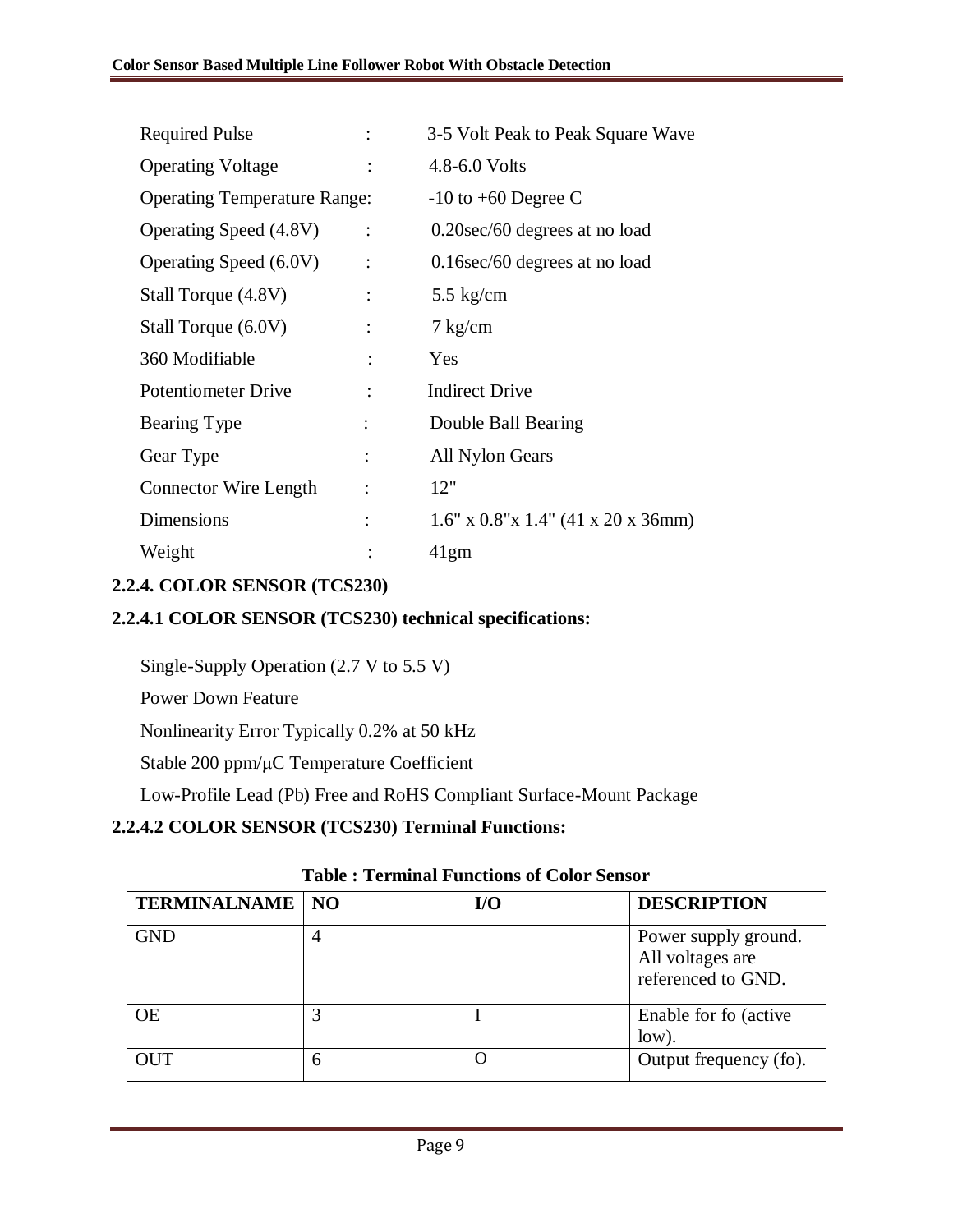| | | |
|---|---|---|
| Required Pulse | : | 3-5 Volt Peak to Peak Square Wave |
| Operating Voltage | : | 4.8-6.0 Volts |
| Operating Temperature Range: | | -10 to +60 Degree C |
| Operating Speed (4.8V) | : | 0.20sec/60 degrees at no load |
| Operating Speed (6.0V) | : | 0.16sec/60 degrees at no load |
| Stall Torque (4.8V) | : | 5.5 kg/cm |
| Stall Torque (6.0V) | : | 7 kg/cm |
| 360 Modifiable | : | Yes |
| Potentiometer Drive | : | Indirect Drive |
| Bearing Type | : | Double Ball Bearing |
| Gear Type | : | All Nylon Gears |
| Connector Wire Length | : | 12" |
| Dimensions | : | 1.6" x 0.8"x 1.4" (41 x 20 x 36mm) |
| Weight | : | 41gm |

**2.2.4. COLOR SENSOR (TCS230)**

**2.2.4.1 COLOR SENSOR (TCS230) technical specifications:**

Single-Supply Operation (2.7 V to 5.5 V)

Power Down Feature

Nonlinearity Error Typically 0.2% at 50 kHz

Stable 200 ppm/μC Temperature Coefficient

Low-Profile Lead (Pb) Free and RoHS Compliant Surface-Mount Package

**2.2.4.2 COLOR SENSOR (TCS230) Terminal Functions:**

**Table : Terminal Functions of Color Sensor**

| TERMINALNAME | NO | I/O | DESCRIPTION |
|---|---|---|---|
| GND | 4 | | Power supply ground. All voltages are referenced to GND. |
| OE | 3 | I | Enable for fo (active low). |
| OUT | 6 | O | Output frequency (fo). |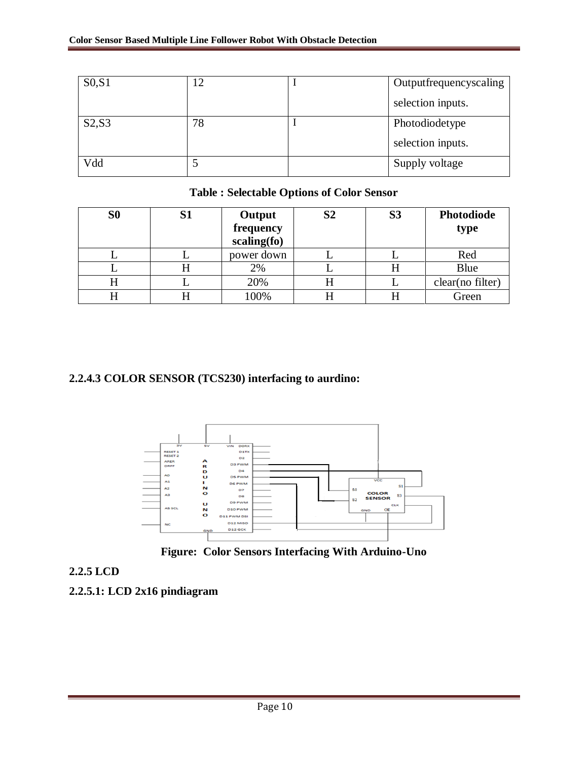| S0,S1 | 12 | I | Outputfrequencyscaling selection inputs. |
|---|---|---|---|
| S2,S3 | 78 | I | Photodiodetype selection inputs. |
| Vdd | 5 | | Supply voltage |

**Table : Selectable Options of Color Sensor**

| S0 | S1 | Output frequency scaling(fo) | S2 | S3 | Photodiode type |
|---|---|---|---|---|---|
| L | L | power down | L | L | Red |
| L | H | 2% | L | H | Blue |
| H | L | 20% | H | L | clear(no filter) |
| H | H | 100% | H | H | Green |

### 2.2.4.3 COLOR SENSOR (TCS230) interfacing to aurdino:

**Figure: Color Sensors Interfacing With Arduino-Uno**

## 2.2.5 LCD

### 2.2.5.1: LCD 2x16 pindiagram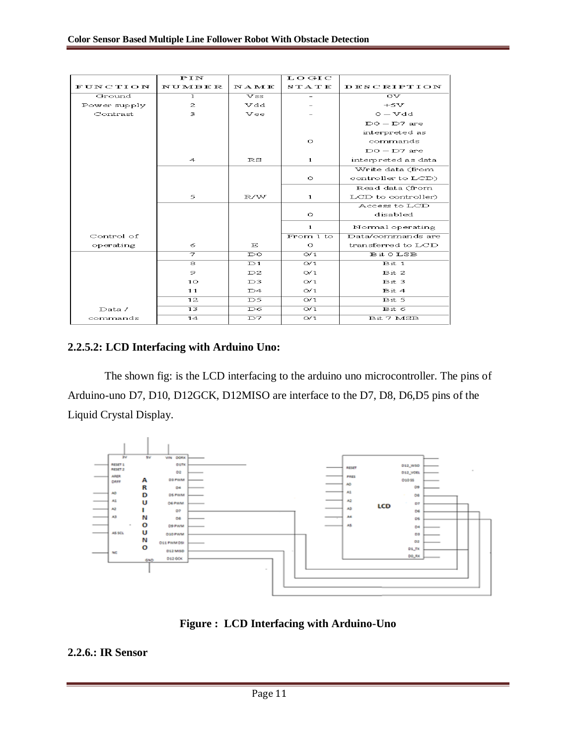| FUNCTION | PIN NUMBER | NAME | LOGIC STATE | DESCRIPTION |
|---|---|---|---|---|
| Ground | 1 | Vss | - | 0V |
| Power supply | 2 | Vdd | - | +5V |
| Contrast | 3 | Vee | - | 0 – Vdd |
| | | | 0 | D0 – D7 are interpreted as commands |
| | 4 | RS | 1 | D0 – D7 are interpreted as data |
| | | | 0 | Write data (from controller to LCD) |
| | 5 | R/W | 1 | Read data (from LCD to controller) |
| | | | 0 | Access to LCD disabled |
| | | | 1 | Normal operating |
| Control of operating | 6 | E | From 1 to 0 | Data/commands are transferred to LCD |
| | 7 | D0 | 0/1 | Bit 0 LSB |
| | 8 | D1 | 0/1 | Bit 1 |
| | 9 | D2 | 0/1 | Bit 2 |
| | 10 | D3 | 0/1 | Bit 3 |
| | 11 | D4 | 0/1 | Bit 4 |
| | 12 | D5 | 0/1 | Bit 5 |
| | 13 | D6 | 0/1 | Bit 6 |
| Data / commands | 14 | D7 | 0/1 | Bit 7 MSB |

### 2.2.5.2: LCD Interfacing with Arduino Uno:

The shown fig: is the LCD interfacing to the arduino uno microcontroller. The pins of Arduino-uno D7, D10, D12GCK, D12MISO are interface to the D7, D8, D6,D5 pins of the Liquid Crystal Display.

**Figure : LCD Interfacing with Arduino-Uno**

### 2.2.6.: IR Sensor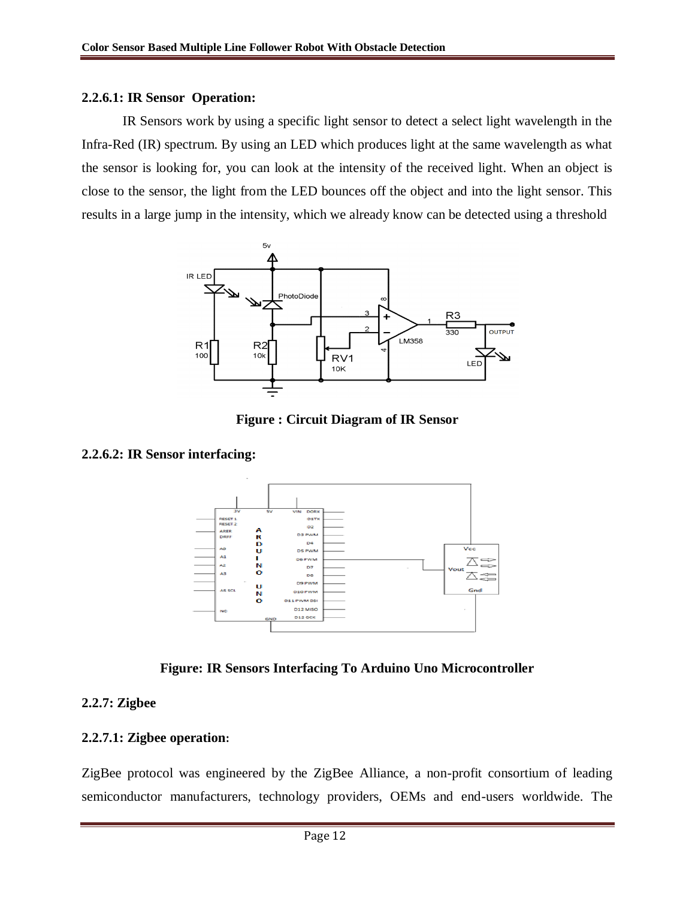### 2.2.6.1: IR Sensor Operation:

IR Sensors work by using a specific light sensor to detect a select light wavelength in the Infra-Red (IR) spectrum. By using an LED which produces light at the same wavelength as what the sensor is looking for, you can look at the intensity of the received light. When an object is close to the sensor, the light from the LED bounces off the object and into the light sensor. This results in a large jump in the intensity, which we already know can be detected using a threshold

**Figure : Circuit Diagram of IR Sensor**

### 2.2.6.2: IR Sensor interfacing:

**Figure: IR Sensors Interfacing To Arduino Uno Microcontroller**

## 2.2.7: Zigbee

### 2.2.7.1: Zigbee operation:

ZigBee protocol was engineered by the ZigBee Alliance, a non-profit consortium of leading semiconductor manufacturers, technology providers, OEMs and end-users worldwide. The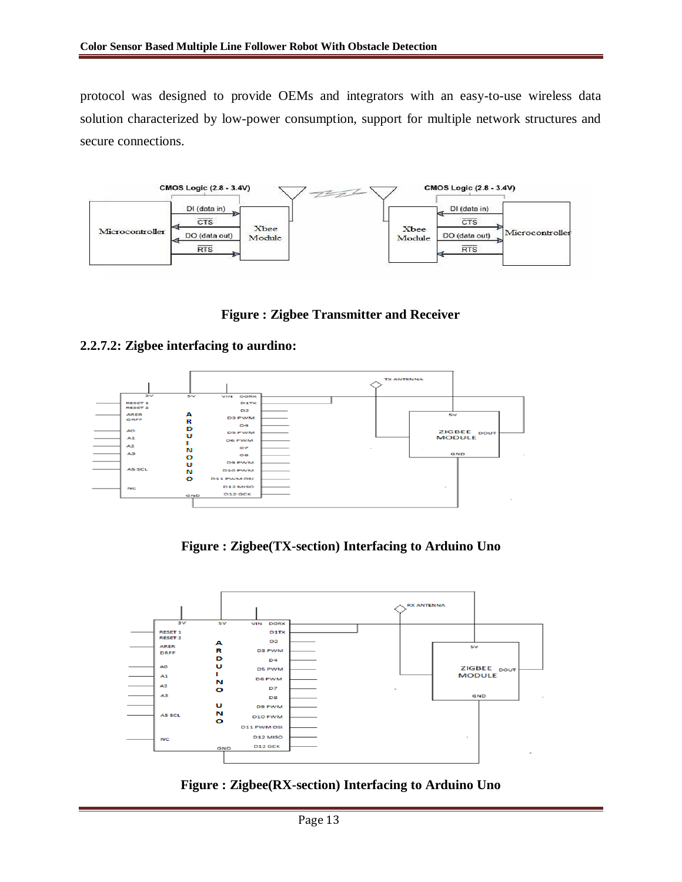protocol was designed to provide OEMs and integrators with an easy-to-use wireless data solution characterized by low-power consumption, support for multiple network structures and secure connections.

**Figure : Zigbee Transmitter and Receiver**

### 2.2.7.2: Zigbee interfacing to aurdino:

**Figure : Zigbee(TX-section) Interfacing to Arduino Uno**

**Figure : Zigbee(RX-section) Interfacing to Arduino Uno**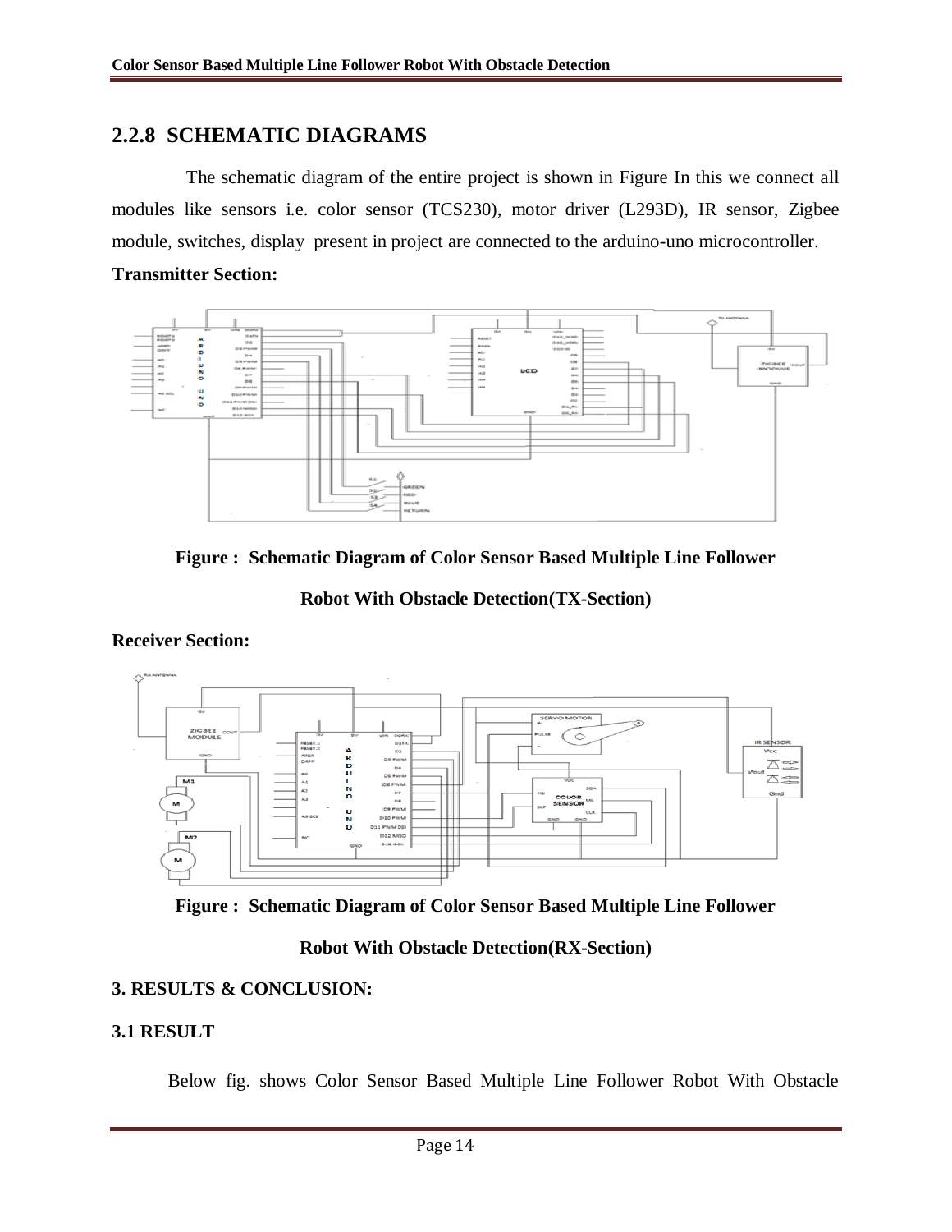## 2.2.8 SCHEMATIC DIAGRAMS

The schematic diagram of the entire project is shown in Figure In this we connect all modules like sensors i.e. color sensor (TCS230), motor driver (L293D), IR sensor, Zigbee module, switches, display present in project are connected to the arduino-uno microcontroller.

**Transmitter Section:**

**Figure : Schematic Diagram of Color Sensor Based Multiple Line Follower Robot With Obstacle Detection(TX-Section)**

**Receiver Section:**

**Figure : Schematic Diagram of Color Sensor Based Multiple Line Follower Robot With Obstacle Detection(RX-Section)**

## 3. RESULTS & CONCLUSION:

### 3.1 RESULT

Below fig. shows Color Sensor Based Multiple Line Follower Robot With Obstacle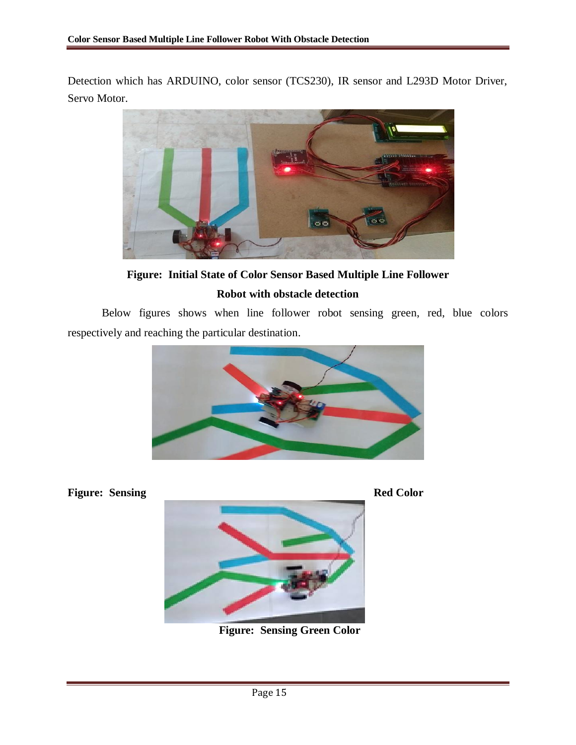Detection which has ARDUINO, color sensor (TCS230), IR sensor and L293D Motor Driver, Servo Motor.

**Figure: Initial State of Color Sensor Based Multiple Line Follower Robot with obstacle detection**

Below figures shows when line follower robot sensing green, red, blue colors respectively and reaching the particular destination.

**Figure: Sensing Red Color**

**Figure: Sensing Green Color**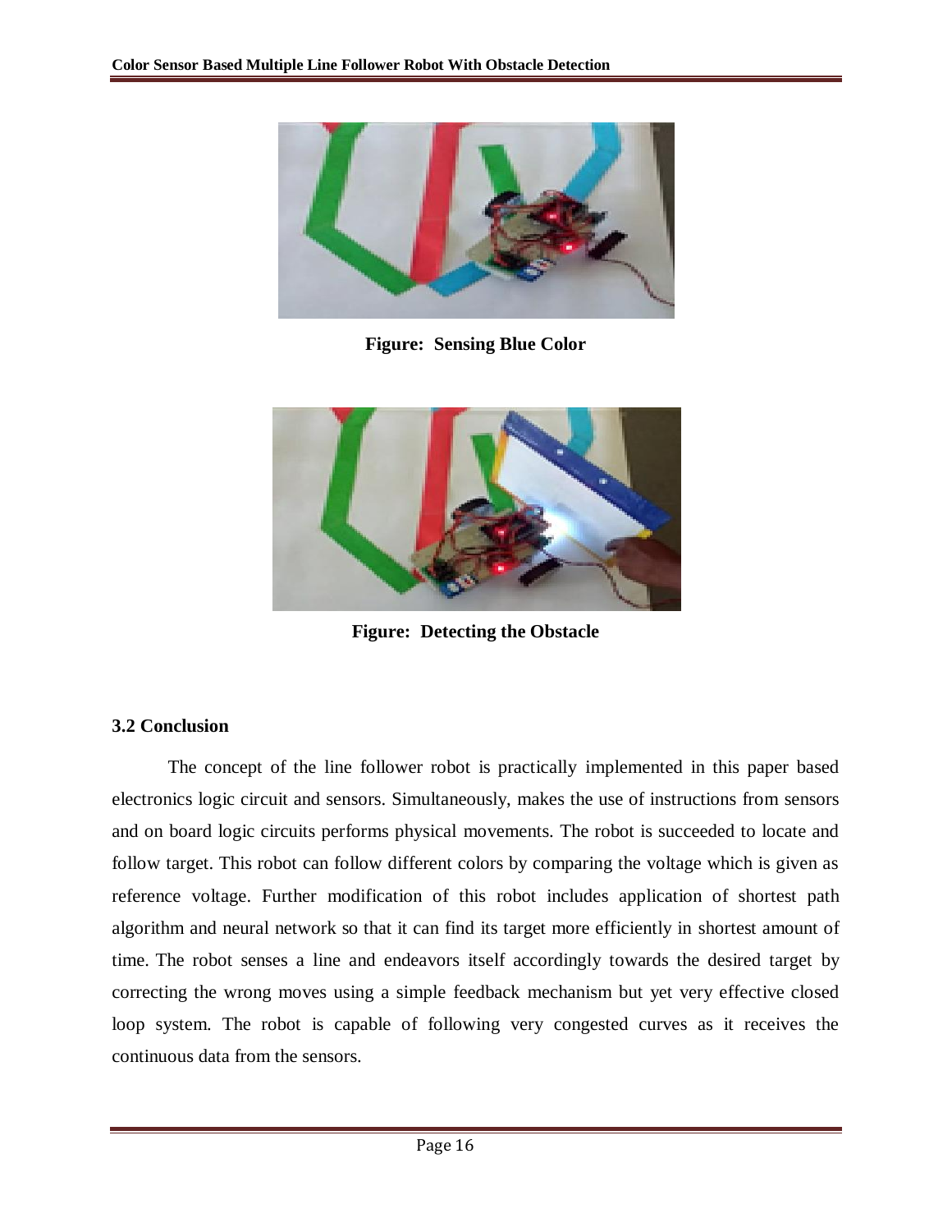**Figure: Sensing Blue Color**

**Figure: Detecting the Obstacle**

### 3.2 Conclusion

The concept of the line follower robot is practically implemented in this paper based electronics logic circuit and sensors. Simultaneously, makes the use of instructions from sensors and on board logic circuits performs physical movements. The robot is succeeded to locate and follow target. This robot can follow different colors by comparing the voltage which is given as reference voltage. Further modification of this robot includes application of shortest path algorithm and neural network so that it can find its target more efficiently in shortest amount of time. The robot senses a line and endeavors itself accordingly towards the desired target by correcting the wrong moves using a simple feedback mechanism but yet very effective closed loop system. The robot is capable of following very congested curves as it receives the continuous data from the sensors.